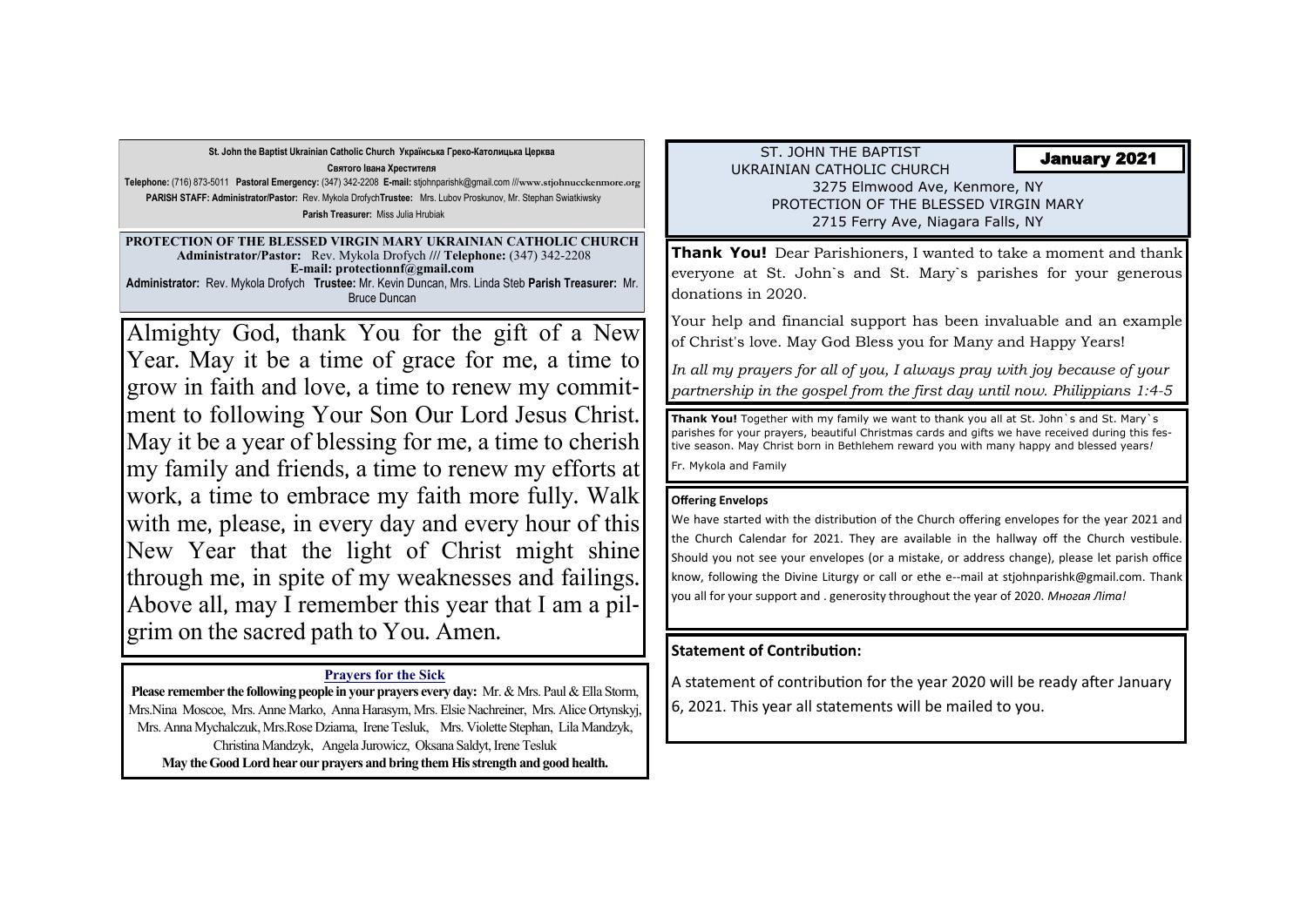**St. John the Baptist Ukrainian Catholic Church Українська Греко-Католицька Церква**

**Святого Івана Хрестителя**

**Telephone:** (716) 873-5011 **Pastoral Emergency:** (347) 342-2208 **E-mail:** stjohnparishk@gmail.com ///www.stjohnucckenmore.org

**PARISH STAFF: Administrator/Pastor:** Rev. Mykola Drofych**Trustee:** Mrs. Lubov Proskunov, Mr. Stephan Swiatkiwsky

**Parish Treasurer:** Miss Julia Hrubiak

**PROTECTION OF THE BLESSED VIRGIN MARY UKRAINIAN CATHOLIC CHURCH**

**Administrator/Pastor:** Rev. Mykola Drofych /// **Telephone:** (347) 342-2208

**E-mail: protectionnf@gmail.com**

**Administrator:** Rev. Mykola Drofych **Trustee:** Mr. Kevin Duncan, Mrs. Linda Steb **Parish Treasurer:** Mr. Bruce Duncan

Almighty God, thank You for the gift of a New Year. May it be a time of grace for me, a time to grow in faith and love, a time to renew my commitment to following Your Son Our Lord Jesus Christ. May it be a year of blessing for me, a time to cherish my family and friends, a time to renew my efforts at work, a time to embrace my faith more fully. Walk with me, please, in every day and every hour of this New Year that the light of Christ might shine through me, in spite of my weaknesses and failings. Above all, may I remember this year that I am a pilgrim on the sacred path to You. Amen.

## Prayers for the Sick

**Please remember the following people in your prayers every day:** Mr. & Mrs. Paul & Ella Storm, Mrs.Nina Moscoe, Mrs. Anne Marko, Anna Harasym, Mrs. Elsie Nachreiner, Mrs. Alice Ortynskyj, Mrs. Anna Mychalczuk, Mrs.Rose Dziama, Irene Tesluk, Mrs. Violette Stephan, Lila Mandzyk, Christina Mandzyk, Angela Jurowicz, Oksana Saldyt, Irene Tesluk

**May the Good Lord hear our prayers and bring them His strength and good health.**

ST. JOHN THE BAPTIST
UKRAINIAN CATHOLIC CHURCH
3275 Elmwood Ave, Kenmore, NY
PROTECTION OF THE BLESSED VIRGIN MARY
2715 Ferry Ave, Niagara Falls, NY

**January 2021**

**Thank You!** Dear Parishioners, I wanted to take a moment and thank everyone at St. John`s and St. Mary`s parishes for your generous donations in 2020.

Your help and financial support has been invaluable and an example of Christ's love. May God Bless you for Many and Happy Years!

*In all my prayers for all of you, I always pray with joy because of your partnership in the gospel from the first day until now. Philippians 1:4-5*

**Thank You!** Together with my family we want to thank you all at St. John`s and St. Mary`s parishes for your prayers, beautiful Christmas cards and gifts we have received during this festive season. May Christ born in Bethlehem reward you with many happy and blessed years*!*

Fr. Mykola and Family

**Offering Envelops**

We have started with the distribution of the Church offering envelopes for the year 2021 and the Church Calendar for 2021. They are available in the hallway off the Church vestibule. Should you not see your envelopes (or a mistake, or address change), please let parish office know, following the Divine Liturgy or call or ethe e--mail at stjohnparishk@gmail.com. Thank you all for your support and . generosity throughout the year of 2020. *Многая Літа!*

**Statement of Contribution:**

A statement of contribution for the year 2020 will be ready after January 6, 2021. This year all statements will be mailed to you.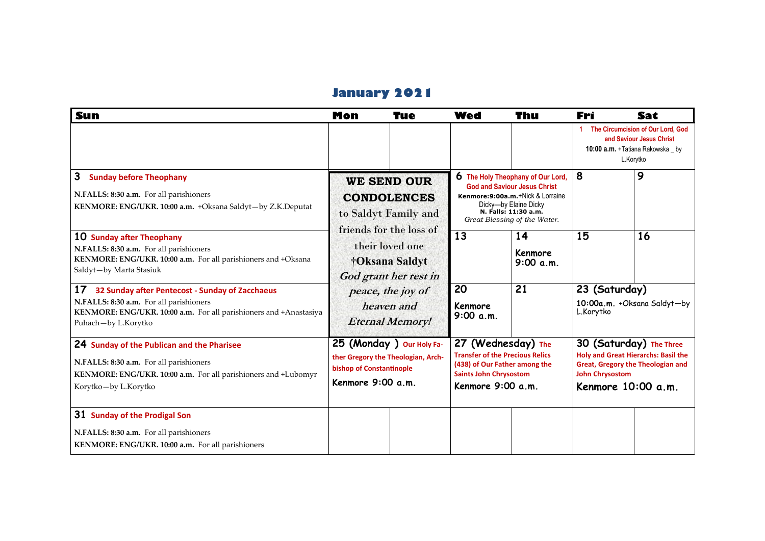# January 2021

| Sun | Mon | Tue | Wed | Thu | Fri | Sat |
|---|---|---|---|---|---|---|
| | | | | | 1 The Circumcision of Our Lord, God and Saviour Jesus Christ<br>**10:00 a.m.** +Tatiana Rakowska _ by L.Korytko | |
| 3 **Sunday before Theophany**<br>**N.FALLS: 8:30 a.m.** For all parishioners<br>**KENMORE: ENG/UKR. 10:00 a.m.** +Oksana Saldyt—by Z.K.Deputat | **WE SEND OUR CONDOLENCES** to Saldyt Family and friends for the loss of their loved one **†Oksana Saldyt** *God grant her rest in peace, the joy of heaven and Eternal Memory!* | | 6 **The Holy Theophany of Our Lord, God and Saviour Jesus Christ**<br>**Kenmore:9:00a.m.**+Nick & Lorraine Dicky—by Elaine Dicky<br>**N. Falls: 11:30 a.m.**<br>*Great Blessing of the Water.* | | 8 | 9 |
| 10 **Sunday after Theophany**<br>**N.FALLS: 8:30 a.m.** For all parishioners<br>**KENMORE: ENG/UKR. 10:00 a.m.** For all parishioners and +Oksana Saldyt—by Marta Stasiuk | | | 13 | 14<br>Kenmore 9:00 a.m. | 15 | 16 |
| 17 **32 Sunday after Pentecost - Sunday of Zacchaeus**<br>**N.FALLS: 8:30 a.m.** For all parishioners<br>**KENMORE: ENG/UKR. 10:00 a.m.** For all parishioners and +Anastasiya Puhach—by L.Korytko | | | 20<br>Kenmore 9:00 a.m. | 21 | 23 (Saturday)<br>10:00a.m. +Oksana Saldyt—by L.Korytko | |
| 24 **Sunday of the Publican and the Pharisee**<br>**N.FALLS: 8:30 a.m.** For all parishioners<br>**KENMORE: ENG/UKR. 10:00 a.m.** For all parishioners and +Lubomyr Korytko—by L.Korytko | 25 (Monday ) **Our Holy Father Gregory the Theologian, Archbishop of Constantinople**<br>Kenmore 9:00 a.m. | | 27 (Wednesday) **The Transfer of the Precious Relics (438) of Our Father among the Saints John Chrysostom**<br>Kenmore 9:00 a.m. | | 30 (Saturday) **The Three Holy and Great Hierarchs: Basil the Great, Gregory the Theologian and John Chrysostom**<br>Kenmore 10:00 a.m. | |
| 31 **Sunday of the Prodigal Son**<br>**N.FALLS: 8:30 a.m.** For all parishioners<br>**KENMORE: ENG/UKR. 10:00 a.m.** For all parishioners | | | | | | |